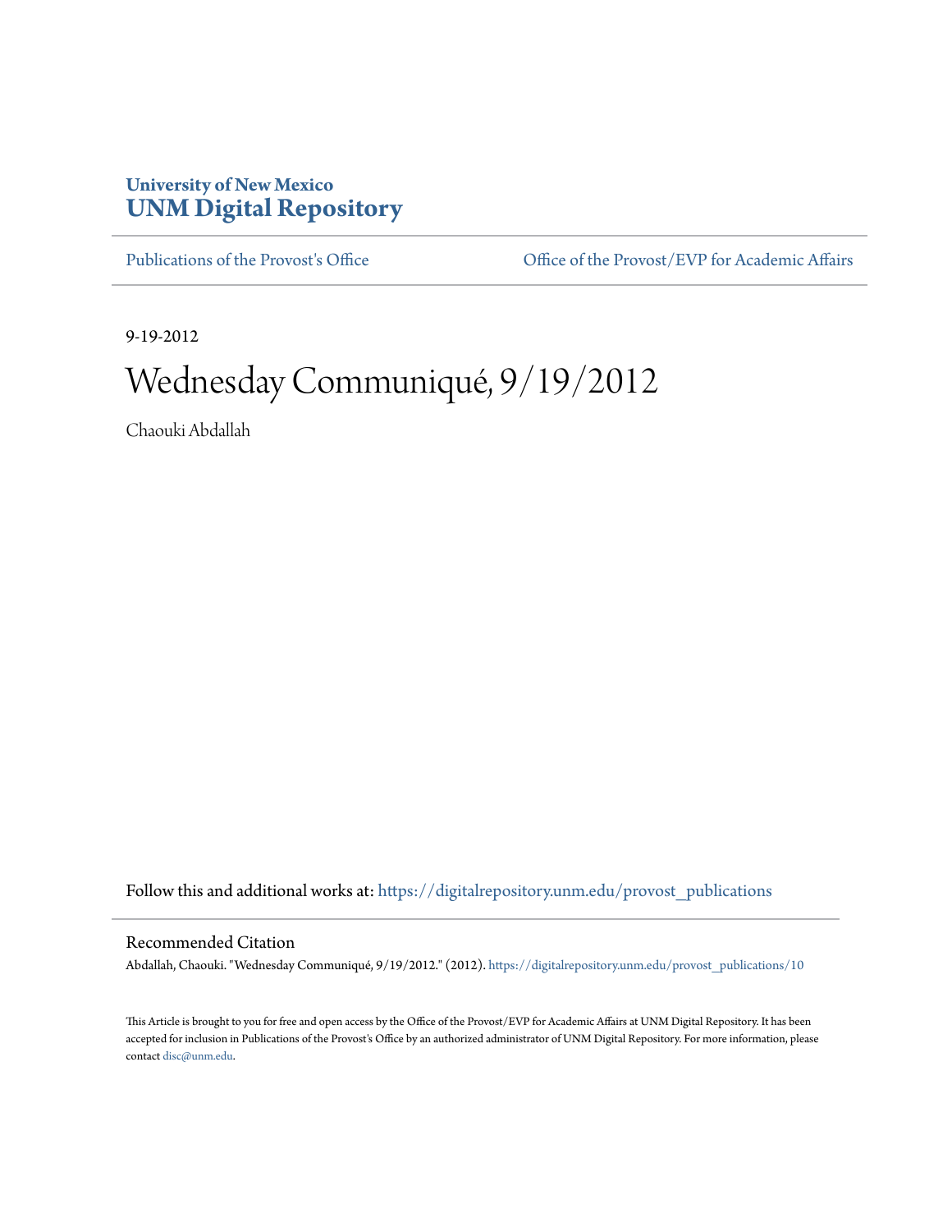University of New Mexico
**UNM Digital Repository**

Publications of the Provost's Office | Office of the Provost/EVP for Academic Affairs

9-19-2012

# Wednesday Communiqué, 9/19/2012

Chaouki Abdallah

Follow this and additional works at: https://digitalrepository.unm.edu/provost_publications

## Recommended Citation

Abdallah, Chaouki. "Wednesday Communiqué, 9/19/2012." (2012). https://digitalrepository.unm.edu/provost_publications/10

This Article is brought to you for free and open access by the Office of the Provost/EVP for Academic Affairs at UNM Digital Repository. It has been accepted for inclusion in Publications of the Provost's Office by an authorized administrator of UNM Digital Repository. For more information, please contact disc@unm.edu.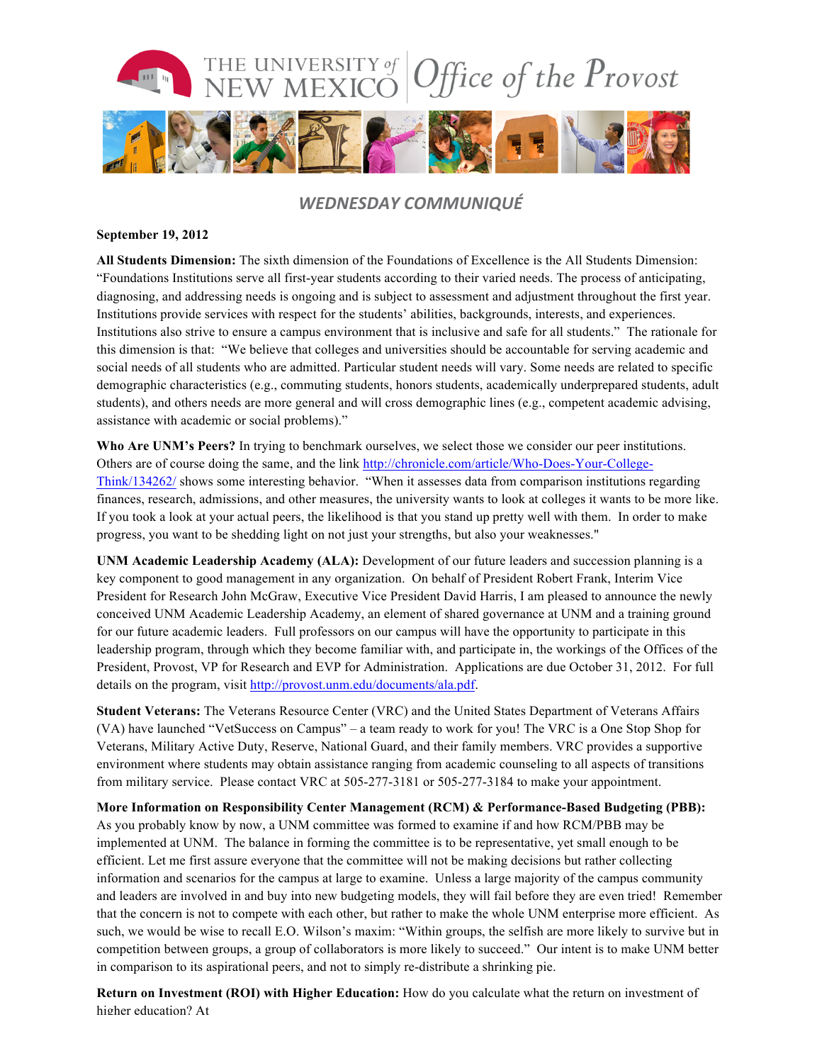# WEDNESDAY COMMUNIQUÉ

**September 19, 2012**

**All Students Dimension:** The sixth dimension of the Foundations of Excellence is the All Students Dimension: "Foundations Institutions serve all first-year students according to their varied needs. The process of anticipating, diagnosing, and addressing needs is ongoing and is subject to assessment and adjustment throughout the first year. Institutions provide services with respect for the students' abilities, backgrounds, interests, and experiences. Institutions also strive to ensure a campus environment that is inclusive and safe for all students." The rationale for this dimension is that: "We believe that colleges and universities should be accountable for serving academic and social needs of all students who are admitted. Particular student needs will vary. Some needs are related to specific demographic characteristics (e.g., commuting students, honors students, academically underprepared students, adult students), and others needs are more general and will cross demographic lines (e.g., competent academic advising, assistance with academic or social problems)."

**Who Are UNM's Peers?** In trying to benchmark ourselves, we select those we consider our peer institutions. Others are of course doing the same, and the link http://chronicle.com/article/Who-Does-Your-College-Think/134262/ shows some interesting behavior. "When it assesses data from comparison institutions regarding finances, research, admissions, and other measures, the university wants to look at colleges it wants to be more like. If you took a look at your actual peers, the likelihood is that you stand up pretty well with them. In order to make progress, you want to be shedding light on not just your strengths, but also your weaknesses."

**UNM Academic Leadership Academy (ALA):** Development of our future leaders and succession planning is a key component to good management in any organization. On behalf of President Robert Frank, Interim Vice President for Research John McGraw, Executive Vice President David Harris, I am pleased to announce the newly conceived UNM Academic Leadership Academy, an element of shared governance at UNM and a training ground for our future academic leaders. Full professors on our campus will have the opportunity to participate in this leadership program, through which they become familiar with, and participate in, the workings of the Offices of the President, Provost, VP for Research and EVP for Administration. Applications are due October 31, 2012. For full details on the program, visit http://provost.unm.edu/documents/ala.pdf.

**Student Veterans:** The Veterans Resource Center (VRC) and the United States Department of Veterans Affairs (VA) have launched "VetSuccess on Campus" – a team ready to work for you! The VRC is a One Stop Shop for Veterans, Military Active Duty, Reserve, National Guard, and their family members. VRC provides a supportive environment where students may obtain assistance ranging from academic counseling to all aspects of transitions from military service. Please contact VRC at 505-277-3181 or 505-277-3184 to make your appointment.

**More Information on Responsibility Center Management (RCM) & Performance-Based Budgeting (PBB):** As you probably know by now, a UNM committee was formed to examine if and how RCM/PBB may be implemented at UNM. The balance in forming the committee is to be representative, yet small enough to be efficient. Let me first assure everyone that the committee will not be making decisions but rather collecting information and scenarios for the campus at large to examine. Unless a large majority of the campus community and leaders are involved in and buy into new budgeting models, they will fail before they are even tried! Remember that the concern is not to compete with each other, but rather to make the whole UNM enterprise more efficient. As such, we would be wise to recall E.O. Wilson's maxim: "Within groups, the selfish are more likely to survive but in competition between groups, a group of collaborators is more likely to succeed." Our intent is to make UNM better in comparison to its aspirational peers, and not to simply re-distribute a shrinking pie.

**Return on Investment (ROI) with Higher Education:** How do you calculate what the return on investment of higher education? At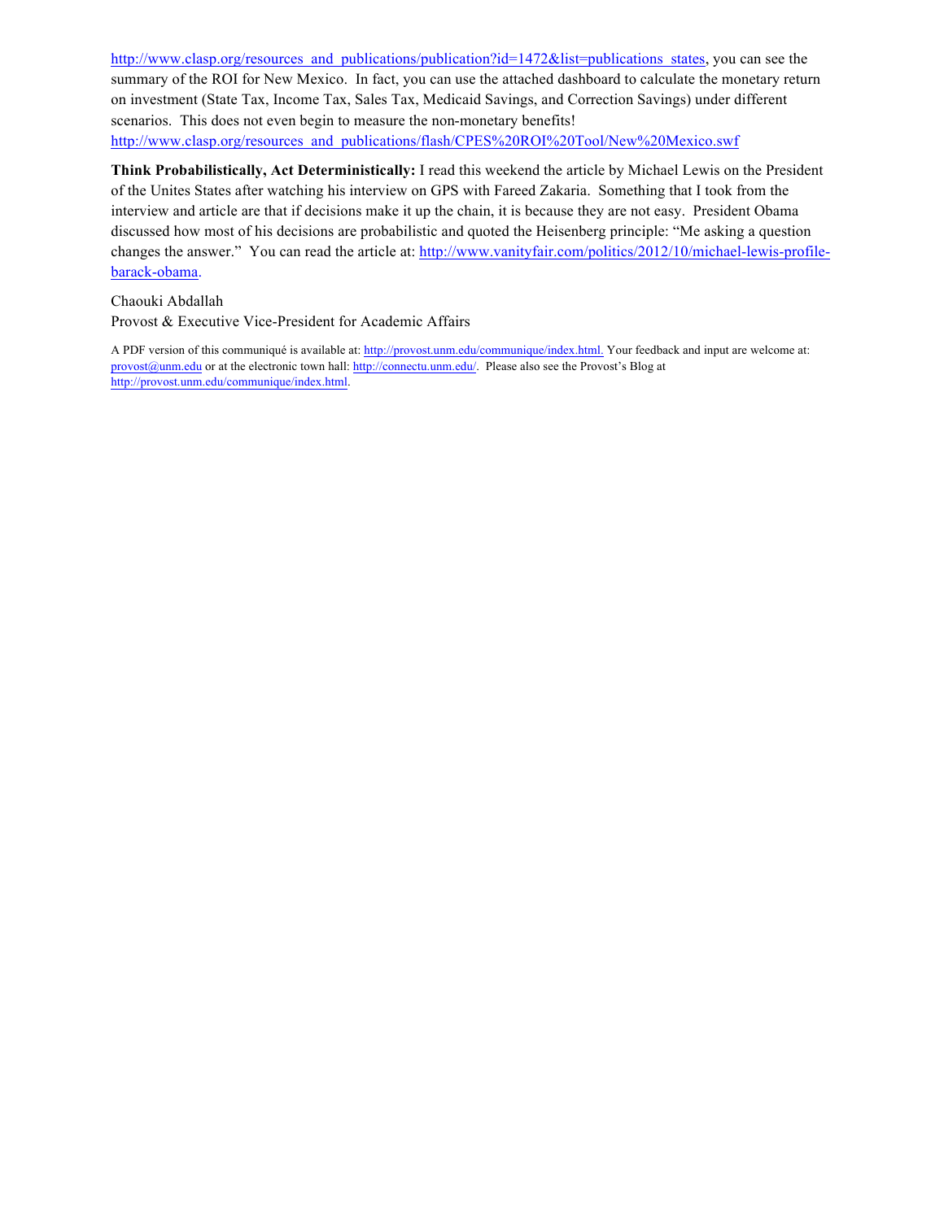http://www.clasp.org/resources_and_publications/publication?id=1472&list=publications_states, you can see the summary of the ROI for New Mexico. In fact, you can use the attached dashboard to calculate the monetary return on investment (State Tax, Income Tax, Sales Tax, Medicaid Savings, and Correction Savings) under different scenarios. This does not even begin to measure the non-monetary benefits! http://www.clasp.org/resources_and_publications/flash/CPES%20ROI%20Tool/New%20Mexico.swf

**Think Probabilistically, Act Deterministically:** I read this weekend the article by Michael Lewis on the President of the Unites States after watching his interview on GPS with Fareed Zakaria. Something that I took from the interview and article are that if decisions make it up the chain, it is because they are not easy. President Obama discussed how most of his decisions are probabilistic and quoted the Heisenberg principle: "Me asking a question changes the answer." You can read the article at: http://www.vanityfair.com/politics/2012/10/michael-lewis-profile-barack-obama.

Chaouki Abdallah
Provost & Executive Vice-President for Academic Affairs

A PDF version of this communiqué is available at: http://provost.unm.edu/communique/index.html. Your feedback and input are welcome at: provost@unm.edu or at the electronic town hall: http://connectu.unm.edu/. Please also see the Provost's Blog at http://provost.unm.edu/communique/index.html.